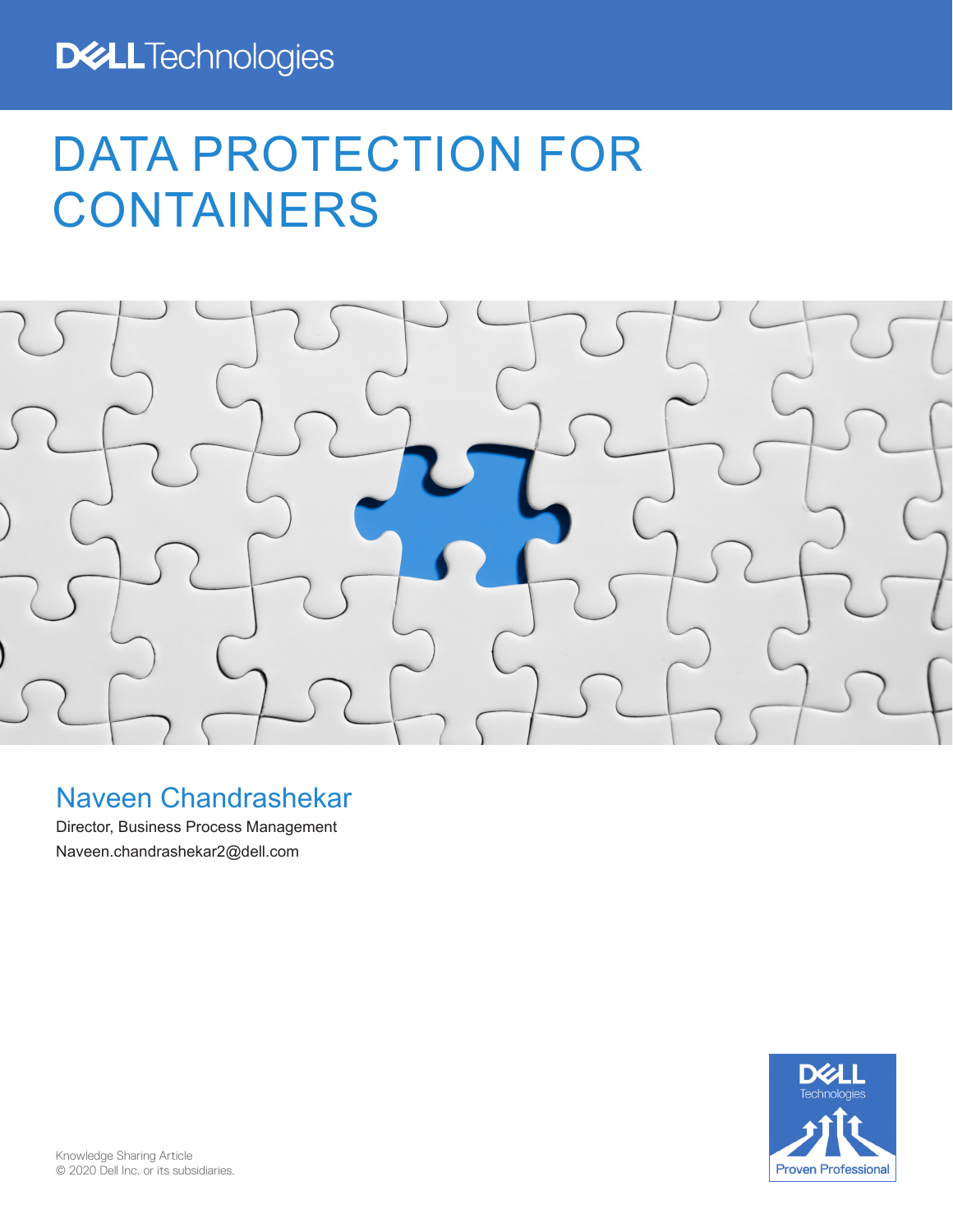Dell Technologies

# DATA PROTECTION FOR CONTAINERS

## Naveen Chandrashekar

Director, Business Process Management

Naveen.chandrashekar2@dell.com

Knowledge Sharing Article
© 2020 Dell Inc. or its subsidiaries.

Dell Technologies Proven Professional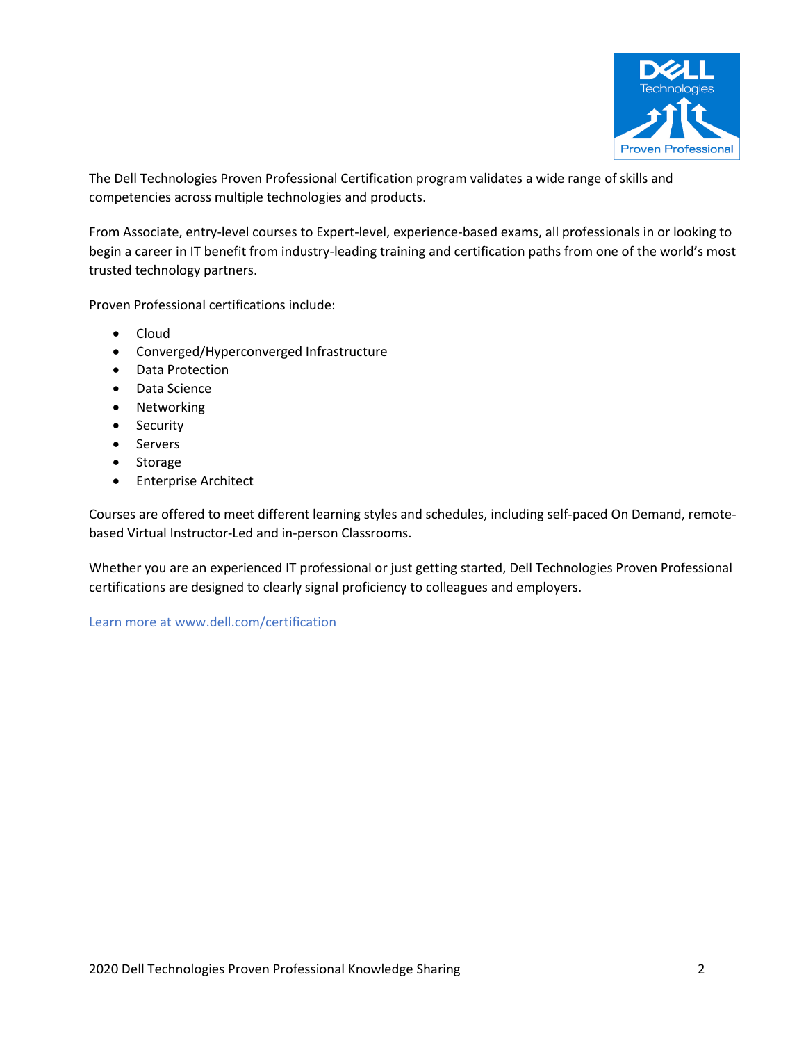The Dell Technologies Proven Professional Certification program validates a wide range of skills and competencies across multiple technologies and products.

From Associate, entry-level courses to Expert-level, experience-based exams, all professionals in or looking to begin a career in IT benefit from industry-leading training and certification paths from one of the world's most trusted technology partners.

Proven Professional certifications include:

- Cloud
- Converged/Hyperconverged Infrastructure
- Data Protection
- Data Science
- Networking
- Security
- Servers
- Storage
- Enterprise Architect

Courses are offered to meet different learning styles and schedules, including self-paced On Demand, remote-based Virtual Instructor-Led and in-person Classrooms.

Whether you are an experienced IT professional or just getting started, Dell Technologies Proven Professional certifications are designed to clearly signal proficiency to colleagues and employers.

Learn more at www.dell.com/certification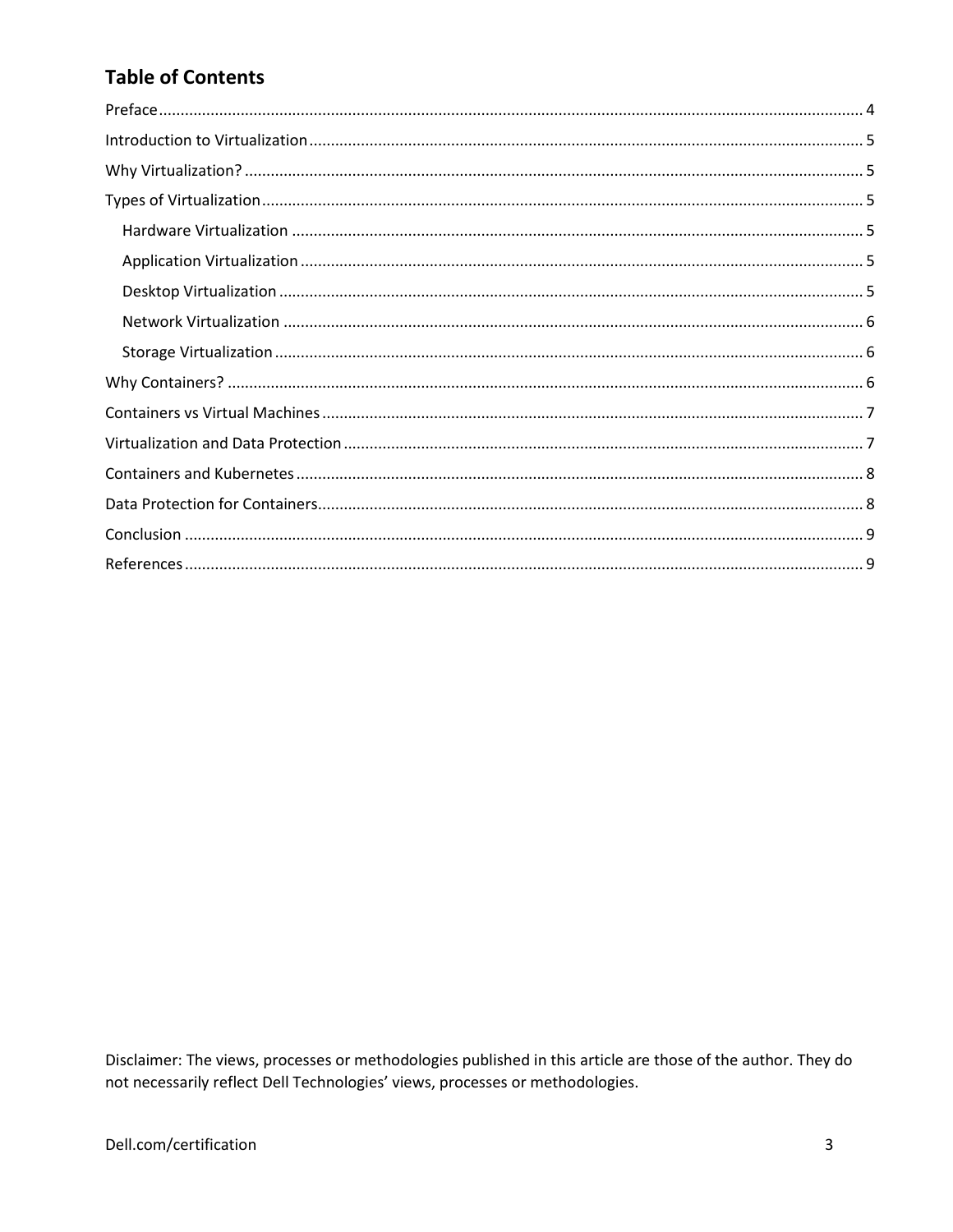# Table of Contents

Preface .......... 4

Introduction to Virtualization .......... 5

Why Virtualization? .......... 5

Types of Virtualization .......... 5

- Hardware Virtualization .......... 5
- Application Virtualization .......... 5
- Desktop Virtualization .......... 5
- Network Virtualization .......... 6
- Storage Virtualization .......... 6

Why Containers? .......... 6

Containers vs Virtual Machines .......... 7

Virtualization and Data Protection .......... 7

Containers and Kubernetes .......... 8

Data Protection for Containers .......... 8

Conclusion .......... 9

References .......... 9

Disclaimer: The views, processes or methodologies published in this article are those of the author. They do not necessarily reflect Dell Technologies' views, processes or methodologies.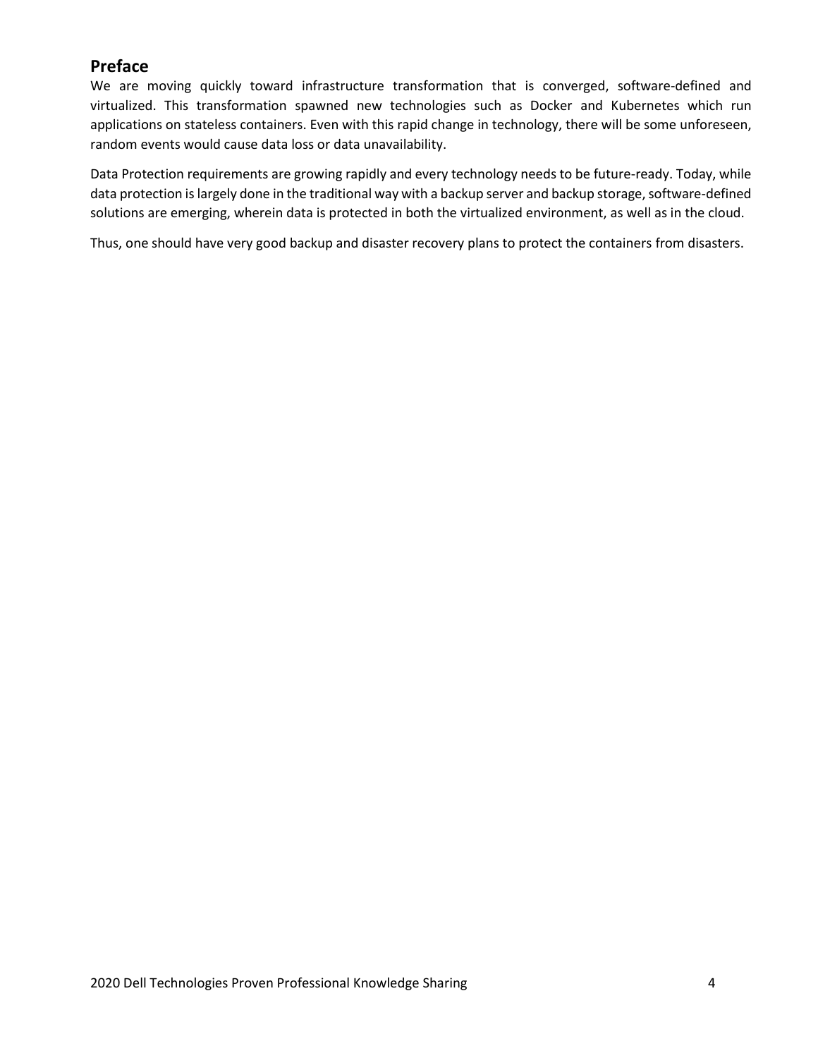## Preface

We are moving quickly toward infrastructure transformation that is converged, software-defined and virtualized. This transformation spawned new technologies such as Docker and Kubernetes which run applications on stateless containers. Even with this rapid change in technology, there will be some unforeseen, random events would cause data loss or data unavailability.

Data Protection requirements are growing rapidly and every technology needs to be future-ready. Today, while data protection is largely done in the traditional way with a backup server and backup storage, software-defined solutions are emerging, wherein data is protected in both the virtualized environment, as well as in the cloud.

Thus, one should have very good backup and disaster recovery plans to protect the containers from disasters.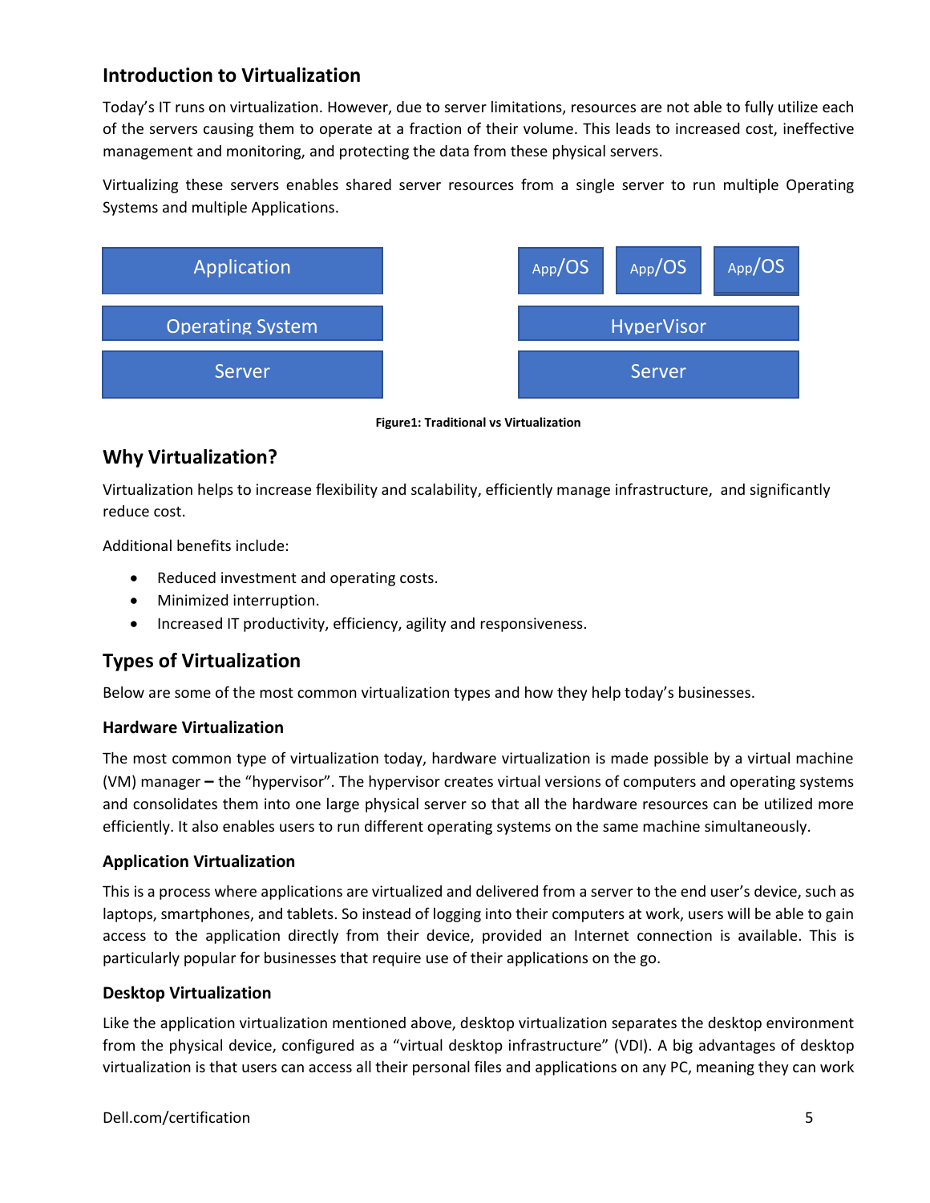## Introduction to Virtualization

Today's IT runs on virtualization. However, due to server limitations, resources are not able to fully utilize each of the servers causing them to operate at a fraction of their volume. This leads to increased cost, ineffective management and monitoring, and protecting the data from these physical servers.

Virtualizing these servers enables shared server resources from a single server to run multiple Operating Systems and multiple Applications.

| Traditional | | Virtualization | | |
|---|---|---|---|---|
| Application | | App/OS | App/OS | App/OS |
| Operating System | | HyperVisor | | |
| Server | | Server | | |

**Figure1: Traditional vs Virtualization**

## Why Virtualization?

Virtualization helps to increase flexibility and scalability, efficiently manage infrastructure, and significantly reduce cost.

Additional benefits include:

- Reduced investment and operating costs.
- Minimized interruption.
- Increased IT productivity, efficiency, agility and responsiveness.

## Types of Virtualization

Below are some of the most common virtualization types and how they help today's businesses.

### Hardware Virtualization

The most common type of virtualization today, hardware virtualization is made possible by a virtual machine (VM) manager **–** the "hypervisor". The hypervisor creates virtual versions of computers and operating systems and consolidates them into one large physical server so that all the hardware resources can be utilized more efficiently. It also enables users to run different operating systems on the same machine simultaneously.

### Application Virtualization

This is a process where applications are virtualized and delivered from a server to the end user's device, such as laptops, smartphones, and tablets. So instead of logging into their computers at work, users will be able to gain access to the application directly from their device, provided an Internet connection is available. This is particularly popular for businesses that require use of their applications on the go.

### Desktop Virtualization

Like the application virtualization mentioned above, desktop virtualization separates the desktop environment from the physical device, configured as a "virtual desktop infrastructure" (VDI). A big advantages of desktop virtualization is that users can access all their personal files and applications on any PC, meaning they can work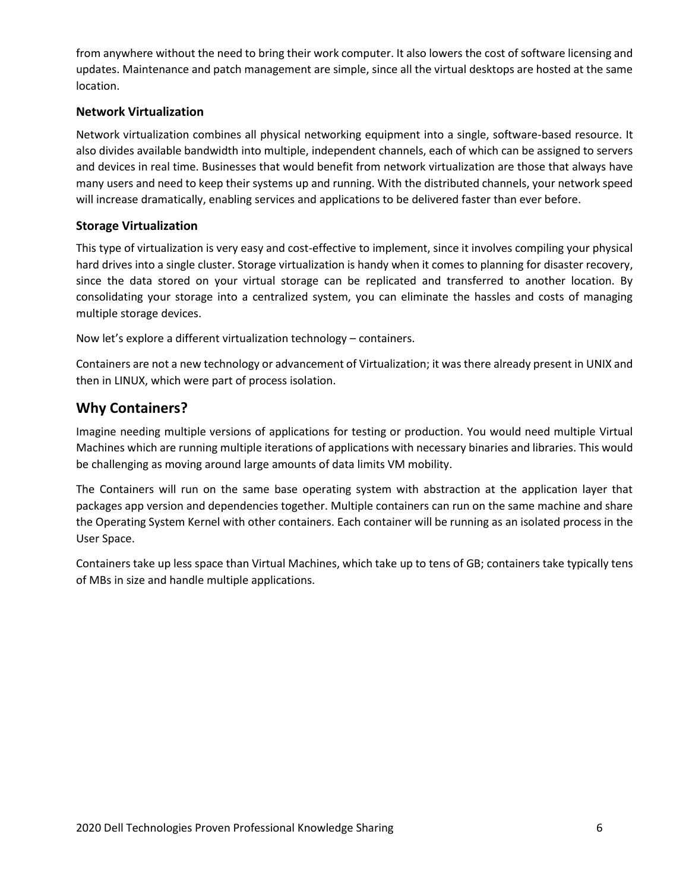from anywhere without the need to bring their work computer. It also lowers the cost of software licensing and updates. Maintenance and patch management are simple, since all the virtual desktops are hosted at the same location.

### Network Virtualization

Network virtualization combines all physical networking equipment into a single, software-based resource. It also divides available bandwidth into multiple, independent channels, each of which can be assigned to servers and devices in real time. Businesses that would benefit from network virtualization are those that always have many users and need to keep their systems up and running. With the distributed channels, your network speed will increase dramatically, enabling services and applications to be delivered faster than ever before.

### Storage Virtualization

This type of virtualization is very easy and cost-effective to implement, since it involves compiling your physical hard drives into a single cluster. Storage virtualization is handy when it comes to planning for disaster recovery, since the data stored on your virtual storage can be replicated and transferred to another location. By consolidating your storage into a centralized system, you can eliminate the hassles and costs of managing multiple storage devices.

Now let's explore a different virtualization technology – containers.

Containers are not a new technology or advancement of Virtualization; it was there already present in UNIX and then in LINUX, which were part of process isolation.

## Why Containers?

Imagine needing multiple versions of applications for testing or production. You would need multiple Virtual Machines which are running multiple iterations of applications with necessary binaries and libraries. This would be challenging as moving around large amounts of data limits VM mobility.

The Containers will run on the same base operating system with abstraction at the application layer that packages app version and dependencies together. Multiple containers can run on the same machine and share the Operating System Kernel with other containers. Each container will be running as an isolated process in the User Space.

Containers take up less space than Virtual Machines, which take up to tens of GB; containers take typically tens of MBs in size and handle multiple applications.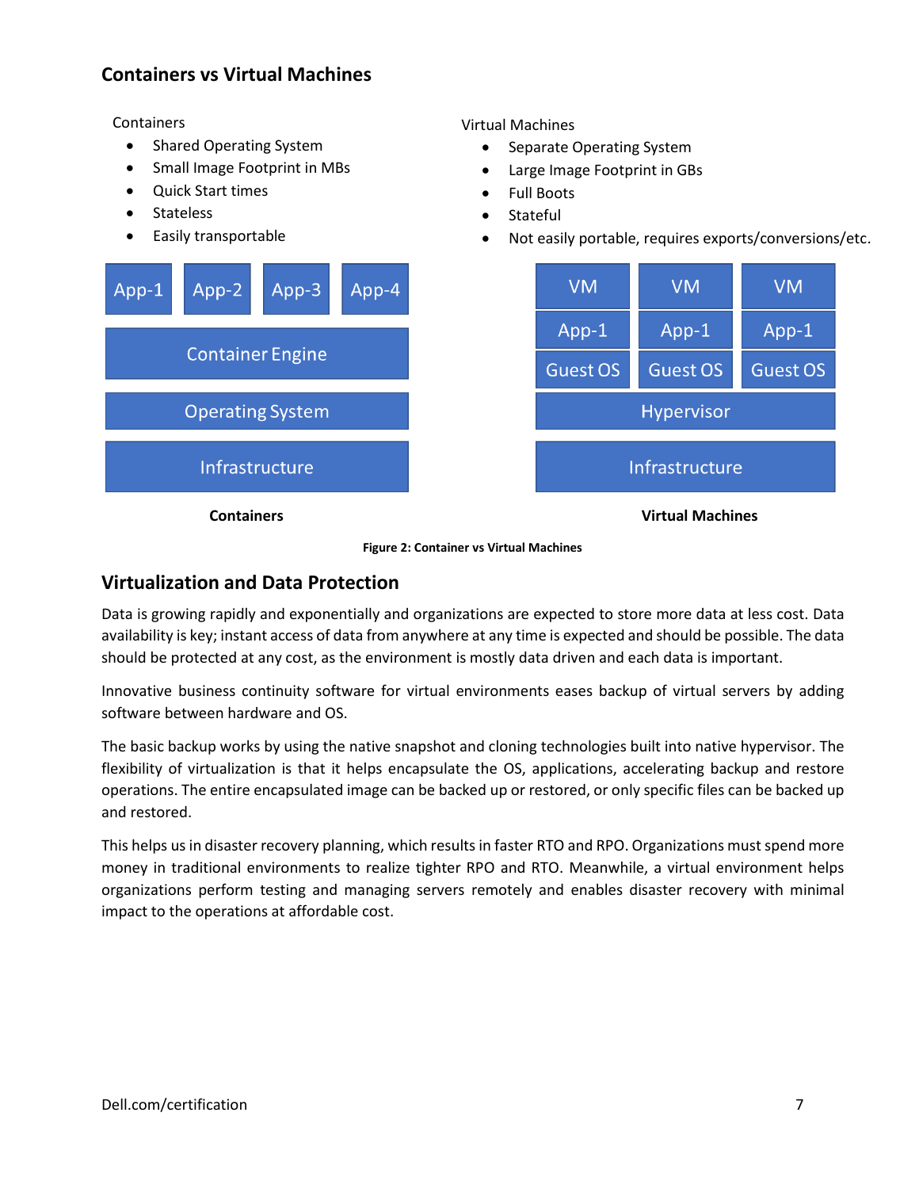## Containers vs Virtual Machines

Containers

- Shared Operating System
- Small Image Footprint in MBs
- Quick Start times
- Stateless
- Easily transportable

Virtual Machines

- Separate Operating System
- Large Image Footprint in GBs
- Full Boots
- Stateful
- Not easily portable, requires exports/conversions/etc.

| App-1 | App-2 | App-3 | App-4 |
|---|---|---|---|
| Container Engine | | | |
| Operating System | | | |
| Infrastructure | | | |

**Containers**

| VM | VM | VM |
|---|---|---|
| App-1 | App-1 | App-1 |
| Guest OS | Guest OS | Guest OS |
| Hypervisor | | |
| Infrastructure | | |

**Virtual Machines**

**Figure 2: Container vs Virtual Machines**

## Virtualization and Data Protection

Data is growing rapidly and exponentially and organizations are expected to store more data at less cost. Data availability is key; instant access of data from anywhere at any time is expected and should be possible. The data should be protected at any cost, as the environment is mostly data driven and each data is important.

Innovative business continuity software for virtual environments eases backup of virtual servers by adding software between hardware and OS.

The basic backup works by using the native snapshot and cloning technologies built into native hypervisor. The flexibility of virtualization is that it helps encapsulate the OS, applications, accelerating backup and restore operations. The entire encapsulated image can be backed up or restored, or only specific files can be backed up and restored.

This helps us in disaster recovery planning, which results in faster RTO and RPO. Organizations must spend more money in traditional environments to realize tighter RPO and RTO. Meanwhile, a virtual environment helps organizations perform testing and managing servers remotely and enables disaster recovery with minimal impact to the operations at affordable cost.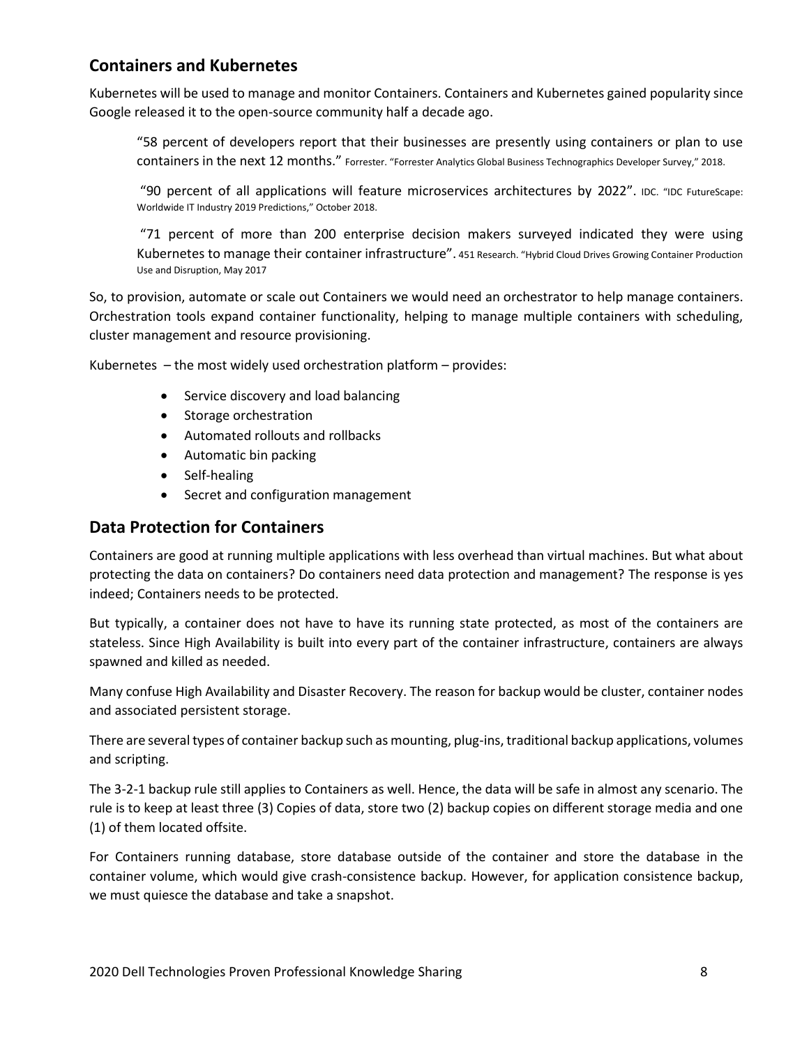## Containers and Kubernetes

Kubernetes will be used to manage and monitor Containers. Containers and Kubernetes gained popularity since Google released it to the open-source community half a decade ago.

> "58 percent of developers report that their businesses are presently using containers or plan to use containers in the next 12 months." Forrester. "Forrester Analytics Global Business Technographics Developer Survey," 2018.
>
> "90 percent of all applications will feature microservices architectures by 2022". IDC. "IDC FutureScape: Worldwide IT Industry 2019 Predictions," October 2018.
>
> "71 percent of more than 200 enterprise decision makers surveyed indicated they were using Kubernetes to manage their container infrastructure". 451 Research. "Hybrid Cloud Drives Growing Container Production Use and Disruption, May 2017

So, to provision, automate or scale out Containers we would need an orchestrator to help manage containers. Orchestration tools expand container functionality, helping to manage multiple containers with scheduling, cluster management and resource provisioning.

Kubernetes – the most widely used orchestration platform – provides:

- Service discovery and load balancing
- Storage orchestration
- Automated rollouts and rollbacks
- Automatic bin packing
- Self-healing
- Secret and configuration management

## Data Protection for Containers

Containers are good at running multiple applications with less overhead than virtual machines. But what about protecting the data on containers? Do containers need data protection and management? The response is yes indeed; Containers needs to be protected.

But typically, a container does not have to have its running state protected, as most of the containers are stateless. Since High Availability is built into every part of the container infrastructure, containers are always spawned and killed as needed.

Many confuse High Availability and Disaster Recovery. The reason for backup would be cluster, container nodes and associated persistent storage.

There are several types of container backup such as mounting, plug-ins, traditional backup applications, volumes and scripting.

The 3-2-1 backup rule still applies to Containers as well. Hence, the data will be safe in almost any scenario. The rule is to keep at least three (3) Copies of data, store two (2) backup copies on different storage media and one (1) of them located offsite.

For Containers running database, store database outside of the container and store the database in the container volume, which would give crash-consistence backup. However, for application consistence backup, we must quiesce the database and take a snapshot.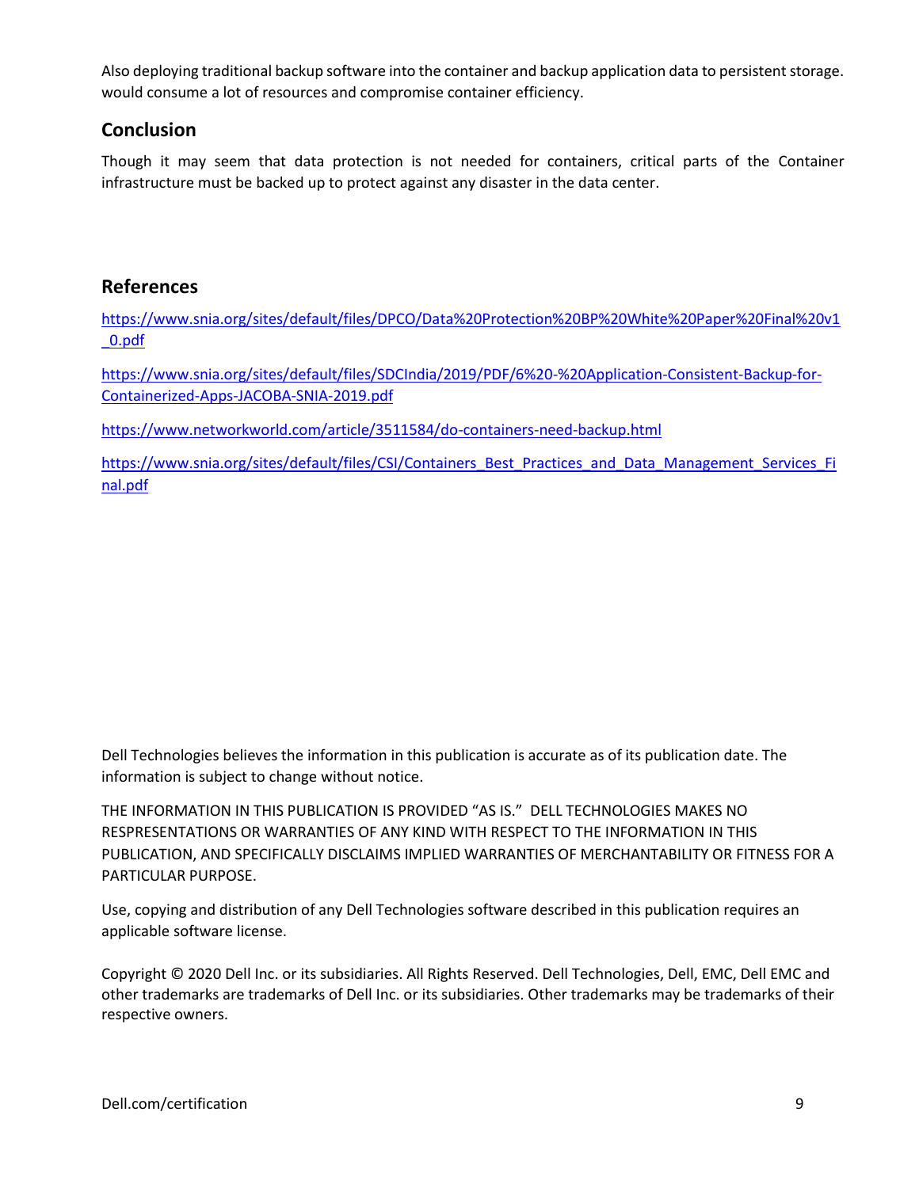Also deploying traditional backup software into the container and backup application data to persistent storage. would consume a lot of resources and compromise container efficiency.

## Conclusion

Though it may seem that data protection is not needed for containers, critical parts of the Container infrastructure must be backed up to protect against any disaster in the data center.

## References

https://www.snia.org/sites/default/files/DPCO/Data%20Protection%20BP%20White%20Paper%20Final%20v1_0.pdf

https://www.snia.org/sites/default/files/SDCIndia/2019/PDF/6%20-%20Application-Consistent-Backup-for-Containerized-Apps-JACOBA-SNIA-2019.pdf

https://www.networkworld.com/article/3511584/do-containers-need-backup.html

https://www.snia.org/sites/default/files/CSI/Containers_Best_Practices_and_Data_Management_Services_Final.pdf

Dell Technologies believes the information in this publication is accurate as of its publication date. The information is subject to change without notice.

THE INFORMATION IN THIS PUBLICATION IS PROVIDED "AS IS." DELL TECHNOLOGIES MAKES NO RESPRESENTATIONS OR WARRANTIES OF ANY KIND WITH RESPECT TO THE INFORMATION IN THIS PUBLICATION, AND SPECIFICALLY DISCLAIMS IMPLIED WARRANTIES OF MERCHANTABILITY OR FITNESS FOR A PARTICULAR PURPOSE.

Use, copying and distribution of any Dell Technologies software described in this publication requires an applicable software license.

Copyright © 2020 Dell Inc. or its subsidiaries. All Rights Reserved. Dell Technologies, Dell, EMC, Dell EMC and other trademarks are trademarks of Dell Inc. or its subsidiaries. Other trademarks may be trademarks of their respective owners.

Dell.com/certification